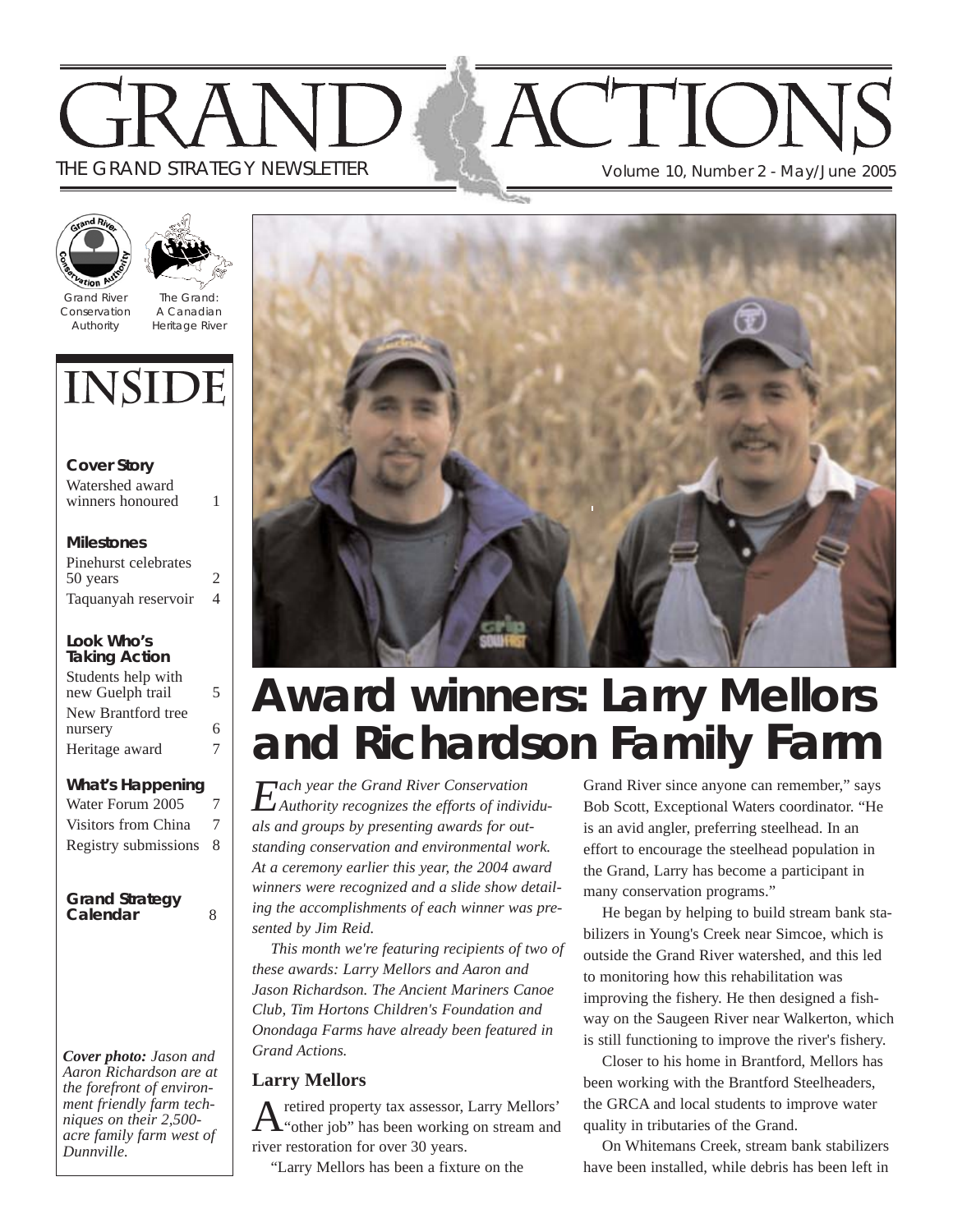# GRAND ACTIONS

THE GRAND STRATEGY NEWSLETTER

Volume 10, Number 2 - May/June 2005

Grand River Conservation Authority

The Grand: A Canadian Heritage River

## INSIDE

**Cover Story**
Watershed award winners honoured 1

**Milestones**
Pinehurst celebrates 50 years 2
Taquanyah reservoir 4

**Look Who's Taking Action**
Students help with new Guelph trail 5
New Brantford tree nursery 6
Heritage award 7

**What's Happening**
Water Forum 2005 7
Visitors from China 7
Registry submissions 8

**Grand Strategy Calendar** 8

***Cover photo:*** *Jason and Aaron Richardson are at the forefront of environment friendly farm techniques on their 2,500-acre family farm west of Dunnville.*

# Award winners: Larry Mellors and Richardson Family Farm

*Each year the Grand River Conservation Authority recognizes the efforts of individuals and groups by presenting awards for outstanding conservation and environmental work. At a ceremony earlier this year, the 2004 award winners were recognized and a slide show detailing the accomplishments of each winner was presented by Jim Reid.*

*This month we're featuring recipients of two of these awards: Larry Mellors and Aaron and Jason Richardson. The Ancient Mariners Canoe Club, Tim Hortons Children's Foundation and Onondaga Farms have already been featured in Grand Actions.*

## Larry Mellors

A retired property tax assessor, Larry Mellors' "other job" has been working on stream and river restoration for over 30 years.

"Larry Mellors has been a fixture on the Grand River since anyone can remember," says Bob Scott, Exceptional Waters coordinator. "He is an avid angler, preferring steelhead. In an effort to encourage the steelhead population in the Grand, Larry has become a participant in many conservation programs."

He began by helping to build stream bank stabilizers in Young's Creek near Simcoe, which is outside the Grand River watershed, and this led to monitoring how this rehabilitation was improving the fishery. He then designed a fishway on the Saugeen River near Walkerton, which is still functioning to improve the river's fishery.

Closer to his home in Brantford, Mellors has been working with the Brantford Steelheaders, the GRCA and local students to improve water quality in tributaries of the Grand.

On Whitemans Creek, stream bank stabilizers have been installed, while debris has been left in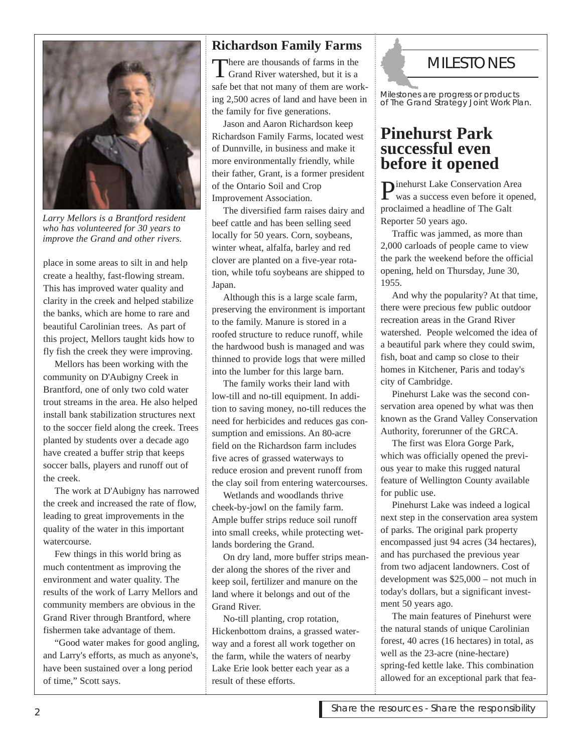*Larry Mellors is a Brantford resident who has volunteered for 30 years to improve the Grand and other rivers.*

place in some areas to silt in and help create a healthy, fast-flowing stream. This has improved water quality and clarity in the creek and helped stabilize the banks, which are home to rare and beautiful Carolinian trees. As part of this project, Mellors taught kids how to fly fish the creek they were improving.

Mellors has been working with the community on D'Aubigny Creek in Brantford, one of only two cold water trout streams in the area. He also helped install bank stabilization structures next to the soccer field along the creek. Trees planted by students over a decade ago have created a buffer strip that keeps soccer balls, players and runoff out of the creek.

The work at D'Aubigny has narrowed the creek and increased the rate of flow, leading to great improvements in the quality of the water in this important watercourse.

Few things in this world bring as much contentment as improving the environment and water quality. The results of the work of Larry Mellors and community members are obvious in the Grand River through Brantford, where fishermen take advantage of them.

"Good water makes for good angling, and Larry's efforts, as much as anyone's, have been sustained over a long period of time," Scott says.

## Richardson Family Farms

There are thousands of farms in the Grand River watershed, but it is a safe bet that not many of them are working 2,500 acres of land and have been in the family for five generations.

Jason and Aaron Richardson keep Richardson Family Farms, located west of Dunnville, in business and make it more environmentally friendly, while their father, Grant, is a former president of the Ontario Soil and Crop Improvement Association.

The diversified farm raises dairy and beef cattle and has been selling seed locally for 50 years. Corn, soybeans, winter wheat, alfalfa, barley and red clover are planted on a five-year rotation, while tofu soybeans are shipped to Japan.

Although this is a large scale farm, preserving the environment is important to the family. Manure is stored in a roofed structure to reduce runoff, while the hardwood bush is managed and was thinned to provide logs that were milled into the lumber for this large barn.

The family works their land with low-till and no-till equipment. In addition to saving money, no-till reduces the need for herbicides and reduces gas consumption and emissions. An 80-acre field on the Richardson farm includes five acres of grassed waterways to reduce erosion and prevent runoff from the clay soil from entering watercourses.

Wetlands and woodlands thrive cheek-by-jowl on the family farm. Ample buffer strips reduce soil runoff into small creeks, while protecting wetlands bordering the Grand.

On dry land, more buffer strips meander along the shores of the river and keep soil, fertilizer and manure on the land where it belongs and out of the Grand River.

No-till planting, crop rotation, Hickenbottom drains, a grassed waterway and a forest all work together on the farm, while the waters of nearby Lake Erie look better each year as a result of these efforts.

## MILESTONES

*Milestones are progress or products of The Grand Strategy Joint Work Plan.*

## Pinehurst Park successful even before it opened

Pinehurst Lake Conservation Area was a success even before it opened, proclaimed a headline of The Galt Reporter 50 years ago.

Traffic was jammed, as more than 2,000 carloads of people came to view the park the weekend before the official opening, held on Thursday, June 30, 1955.

And why the popularity? At that time, there were precious few public outdoor recreation areas in the Grand River watershed. People welcomed the idea of a beautiful park where they could swim, fish, boat and camp so close to their homes in Kitchener, Paris and today's city of Cambridge.

Pinehurst Lake was the second conservation area opened by what was then known as the Grand Valley Conservation Authority, forerunner of the GRCA.

The first was Elora Gorge Park, which was officially opened the previous year to make this rugged natural feature of Wellington County available for public use.

Pinehurst Lake was indeed a logical next step in the conservation area system of parks. The original park property encompassed just 94 acres (34 hectares), and has purchased the previous year from two adjacent landowners. Cost of development was $25,000 – not much in today's dollars, but a significant investment 50 years ago.

The main features of Pinehurst were the natural stands of unique Carolinian forest, 40 acres (16 hectares) in total, as well as the 23-acre (nine-hectare) spring-fed kettle lake. This combination allowed for an exceptional park that fea-

Share the resources - Share the responsibility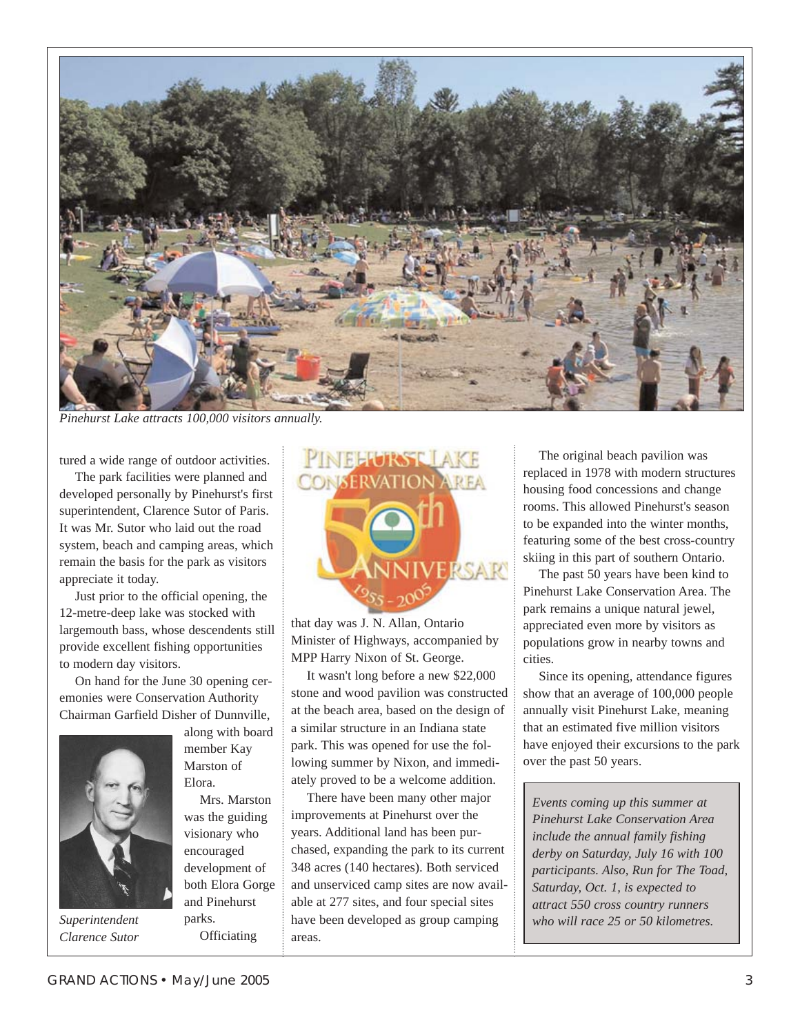*Pinehurst Lake attracts 100,000 visitors annually.*

tured a wide range of outdoor activities.

The park facilities were planned and developed personally by Pinehurst's first superintendent, Clarence Sutor of Paris. It was Mr. Sutor who laid out the road system, beach and camping areas, which remain the basis for the park as visitors appreciate it today.

Just prior to the official opening, the 12-metre-deep lake was stocked with largemouth bass, whose descendents still provide excellent fishing opportunities to modern day visitors.

On hand for the June 30 opening ceremonies were Conservation Authority Chairman Garfield Disher of Dunnville, along with board member Kay Marston of Elora.

*Superintendent Clarence Sutor*

Mrs. Marston was the guiding visionary who encouraged development of both Elora Gorge and Pinehurst parks.

Officiating that day was J. N. Allan, Ontario Minister of Highways, accompanied by MPP Harry Nixon of St. George.

It wasn't long before a new $22,000 stone and wood pavilion was constructed at the beach area, based on the design of a similar structure in an Indiana state park. This was opened for use the following summer by Nixon, and immediately proved to be a welcome addition.

There have been many other major improvements at Pinehurst over the years. Additional land has been purchased, expanding the park to its current 348 acres (140 hectares). Both serviced and unserviced camp sites are now available at 277 sites, and four special sites have been developed as group camping areas.

The original beach pavilion was replaced in 1978 with modern structures housing food concessions and change rooms. This allowed Pinehurst's season to be expanded into the winter months, featuring some of the best cross-country skiing in this part of southern Ontario.

The past 50 years have been kind to Pinehurst Lake Conservation Area. The park remains a unique natural jewel, appreciated even more by visitors as populations grow in nearby towns and cities.

Since its opening, attendance figures show that an average of 100,000 people annually visit Pinehurst Lake, meaning that an estimated five million visitors have enjoyed their excursions to the park over the past 50 years.

*Events coming up this summer at Pinehurst Lake Conservation Area include the annual family fishing derby on Saturday, July 16 with 100 participants. Also, Run for The Toad, Saturday, Oct. 1, is expected to attract 550 cross country runners who will race 25 or 50 kilometres.*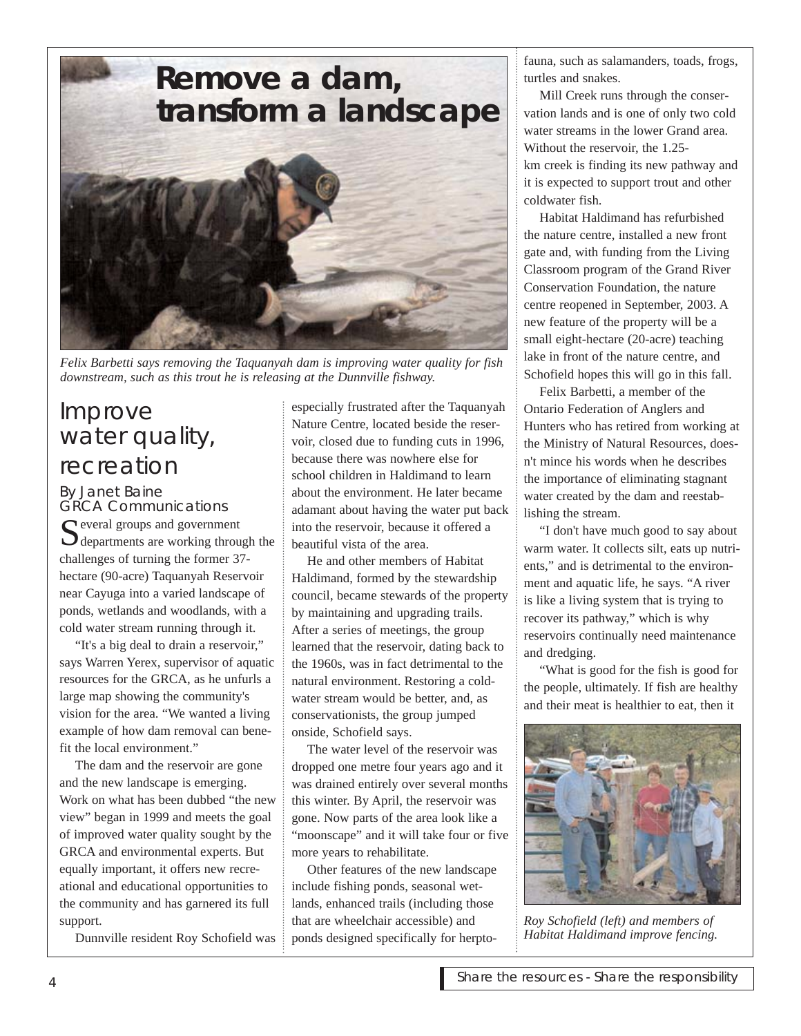# Remove a dam, transform a landscape

*Felix Barbetti says removing the Taquanyah dam is improving water quality for fish downstream, such as this trout he is releasing at the Dunnville fishway.*

## Improve water quality, recreation

By Janet Baine
GRCA Communications

Several groups and government departments are working through the challenges of turning the former 37-hectare (90-acre) Taquanyah Reservoir near Cayuga into a varied landscape of ponds, wetlands and woodlands, with a cold water stream running through it.

"It's a big deal to drain a reservoir," says Warren Yerex, supervisor of aquatic resources for the GRCA, as he unfurls a large map showing the community's vision for the area. "We wanted a living example of how dam removal can benefit the local environment."

The dam and the reservoir are gone and the new landscape is emerging. Work on what has been dubbed "the new view" began in 1999 and meets the goal of improved water quality sought by the GRCA and environmental experts. But equally important, it offers new recreational and educational opportunities to the community and has garnered its full support.

Dunnville resident Roy Schofield was especially frustrated after the Taquanyah Nature Centre, located beside the reservoir, closed due to funding cuts in 1996, because there was nowhere else for school children in Haldimand to learn about the environment. He later became adamant about having the water put back into the reservoir, because it offered a beautiful vista of the area.

He and other members of Habitat Haldimand, formed by the stewardship council, became stewards of the property by maintaining and upgrading trails. After a series of meetings, the group learned that the reservoir, dating back to the 1960s, was in fact detrimental to the natural environment. Restoring a cold-water stream would be better, and, as conservationists, the group jumped onside, Schofield says.

The water level of the reservoir was dropped one metre four years ago and it was drained entirely over several months this winter. By April, the reservoir was gone. Now parts of the area look like a "moonscape" and it will take four or five more years to rehabilitate.

Other features of the new landscape include fishing ponds, seasonal wetlands, enhanced trails (including those that are wheelchair accessible) and ponds designed specifically for herptofauna, such as salamanders, toads, frogs, turtles and snakes.

Mill Creek runs through the conservation lands and is one of only two cold water streams in the lower Grand area. Without the reservoir, the 1.25-km creek is finding its new pathway and it is expected to support trout and other coldwater fish.

Habitat Haldimand has refurbished the nature centre, installed a new front gate and, with funding from the Living Classroom program of the Grand River Conservation Foundation, the nature centre reopened in September, 2003. A new feature of the property will be a small eight-hectare (20-acre) teaching lake in front of the nature centre, and Schofield hopes this will go in this fall.

Felix Barbetti, a member of the Ontario Federation of Anglers and Hunters who has retired from working at the Ministry of Natural Resources, doesn't mince his words when he describes the importance of eliminating stagnant water created by the dam and reestablishing the stream.

"I don't have much good to say about warm water. It collects silt, eats up nutrients," and is detrimental to the environment and aquatic life, he says. "A river is like a living system that is trying to recover its pathway," which is why reservoirs continually need maintenance and dredging.

"What is good for the fish is good for the people, ultimately. If fish are healthy and their meat is healthier to eat, then it

*Roy Schofield (left) and members of Habitat Haldimand improve fencing.*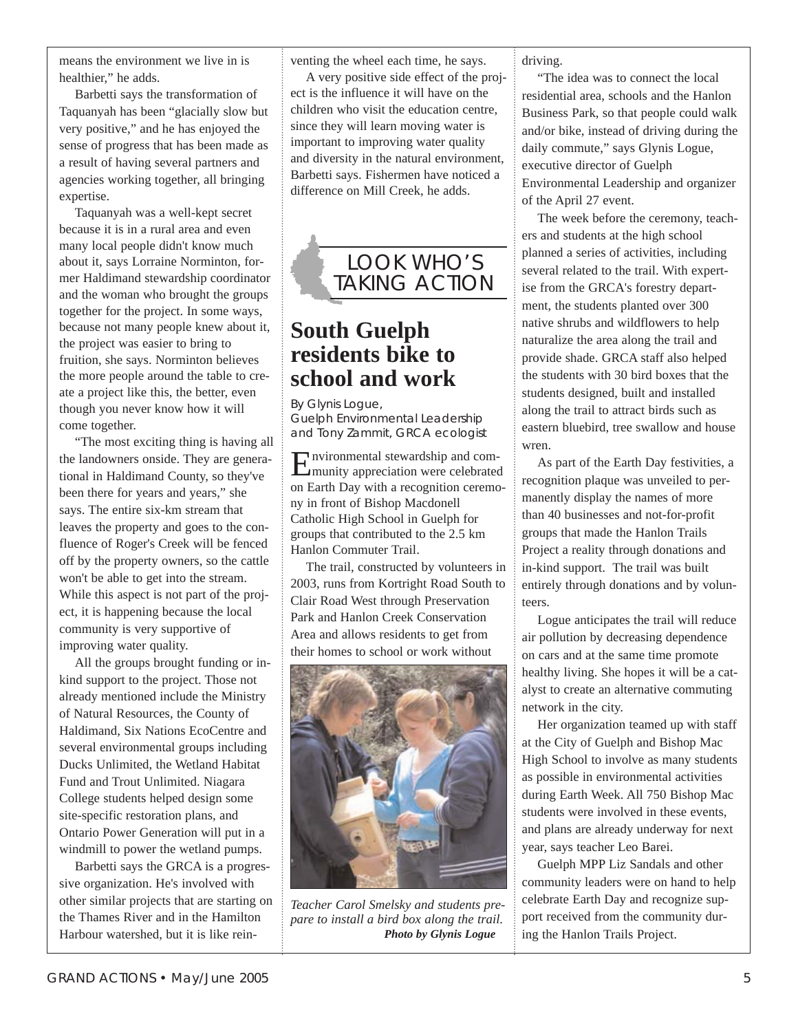means the environment we live in is healthier," he adds.

Barbetti says the transformation of Taquanyah has been "glacially slow but very positive," and he has enjoyed the sense of progress that has been made as a result of having several partners and agencies working together, all bringing expertise.

Taquanyah was a well-kept secret because it is in a rural area and even many local people didn't know much about it, says Lorraine Norminton, former Haldimand stewardship coordinator and the woman who brought the groups together for the project. In some ways, because not many people knew about it, the project was easier to bring to fruition, she says. Norminton believes the more people around the table to create a project like this, the better, even though you never know how it will come together.

"The most exciting thing is having all the landowners onside. They are generational in Haldimand County, so they've been there for years and years," she says. The entire six-km stream that leaves the property and goes to the confluence of Roger's Creek will be fenced off by the property owners, so the cattle won't be able to get into the stream. While this aspect is not part of the project, it is happening because the local community is very supportive of improving water quality.

All the groups brought funding or in-kind support to the project. Those not already mentioned include the Ministry of Natural Resources, the County of Haldimand, Six Nations EcoCentre and several environmental groups including Ducks Unlimited, the Wetland Habitat Fund and Trout Unlimited. Niagara College students helped design some site-specific restoration plans, and Ontario Power Generation will put in a windmill to power the wetland pumps.

Barbetti says the GRCA is a progressive organization. He's involved with other similar projects that are starting on the Thames River and in the Hamilton Harbour watershed, but it is like reinventing the wheel each time, he says.

A very positive side effect of the project is the influence it will have on the children who visit the education centre, since they will learn moving water is important to improving water quality and diversity in the natural environment, Barbetti says. Fishermen have noticed a difference on Mill Creek, he adds.

LOOK WHO'S TAKING ACTION

## South Guelph residents bike to school and work

*By Glynis Logue, Guelph Environmental Leadership and Tony Zammit, GRCA ecologist*

Environmental stewardship and community appreciation were celebrated on Earth Day with a recognition ceremony in front of Bishop Macdonell Catholic High School in Guelph for groups that contributed to the 2.5 km Hanlon Commuter Trail.

The trail, constructed by volunteers in 2003, runs from Kortright Road South to Clair Road West through Preservation Park and Hanlon Creek Conservation Area and allows residents to get from their homes to school or work without driving.

*Teacher Carol Smelsky and students prepare to install a bird box along the trail.* ***Photo by Glynis Logue***

"The idea was to connect the local residential area, schools and the Hanlon Business Park, so that people could walk and/or bike, instead of driving during the daily commute," says Glynis Logue, executive director of Guelph Environmental Leadership and organizer of the April 27 event.

The week before the ceremony, teachers and students at the high school planned a series of activities, including several related to the trail. With expertise from the GRCA's forestry department, the students planted over 300 native shrubs and wildflowers to help naturalize the area along the trail and provide shade. GRCA staff also helped the students with 30 bird boxes that the students designed, built and installed along the trail to attract birds such as eastern bluebird, tree swallow and house wren.

As part of the Earth Day festivities, a recognition plaque was unveiled to permanently display the names of more than 40 businesses and not-for-profit groups that made the Hanlon Trails Project a reality through donations and in-kind support. The trail was built entirely through donations and by volunteers.

Logue anticipates the trail will reduce air pollution by decreasing dependence on cars and at the same time promote healthy living. She hopes it will be a catalyst to create an alternative commuting network in the city.

Her organization teamed up with staff at the City of Guelph and Bishop Mac High School to involve as many students as possible in environmental activities during Earth Week. All 750 Bishop Mac students were involved in these events, and plans are already underway for next year, says teacher Leo Barei.

Guelph MPP Liz Sandals and other community leaders were on hand to help celebrate Earth Day and recognize support received from the community during the Hanlon Trails Project.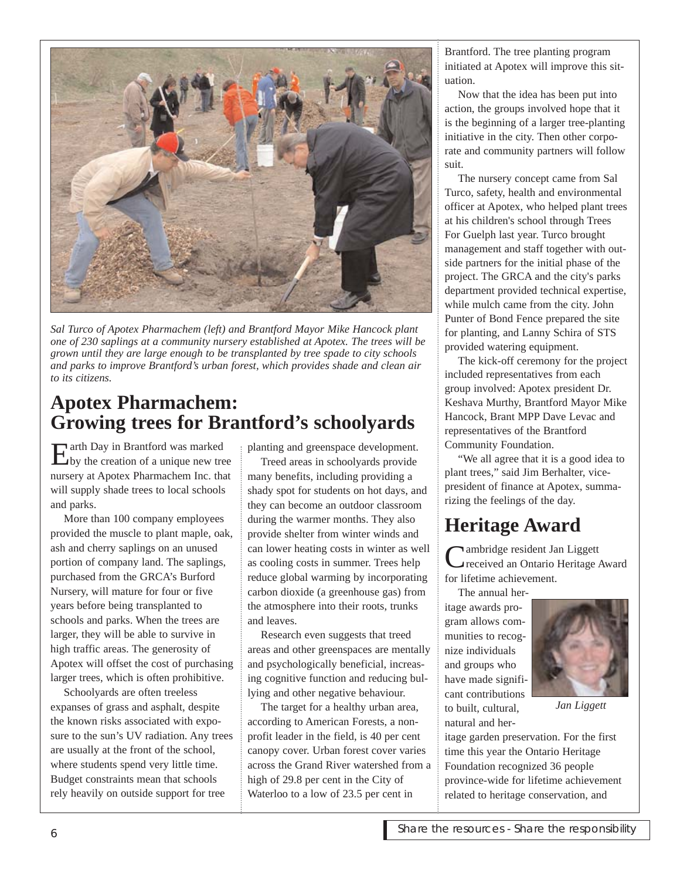*Sal Turco of Apotex Pharmachem (left) and Brantford Mayor Mike Hancock plant one of 230 saplings at a community nursery established at Apotex. The trees will be grown until they are large enough to be transplanted by tree spade to city schools and parks to improve Brantford's urban forest, which provides shade and clean air to its citizens.*

## Apotex Pharmachem: Growing trees for Brantford's schoolyards

Earth Day in Brantford was marked by the creation of a unique new tree nursery at Apotex Pharmachem Inc. that will supply shade trees to local schools and parks.

More than 100 company employees provided the muscle to plant maple, oak, ash and cherry saplings on an unused portion of company land. The saplings, purchased from the GRCA's Burford Nursery, will mature for four or five years before being transplanted to schools and parks. When the trees are larger, they will be able to survive in high traffic areas. The generosity of Apotex will offset the cost of purchasing larger trees, which is often prohibitive.

Schoolyards are often treeless expanses of grass and asphalt, despite the known risks associated with exposure to the sun's UV radiation. Any trees are usually at the front of the school, where students spend very little time. Budget constraints mean that schools rely heavily on outside support for tree planting and greenspace development.

Treed areas in schoolyards provide many benefits, including providing a shady spot for students on hot days, and they can become an outdoor classroom during the warmer months. They also provide shelter from winter winds and can lower heating costs in winter as well as cooling costs in summer. Trees help reduce global warming by incorporating carbon dioxide (a greenhouse gas) from the atmosphere into their roots, trunks and leaves.

Research even suggests that treed areas and other greenspaces are mentally and psychologically beneficial, increasing cognitive function and reducing bullying and other negative behaviour.

The target for a healthy urban area, according to American Forests, a non-profit leader in the field, is 40 per cent canopy cover. Urban forest cover varies across the Grand River watershed from a high of 29.8 per cent in the City of Waterloo to a low of 23.5 per cent in Brantford. The tree planting program initiated at Apotex will improve this situation.

Now that the idea has been put into action, the groups involved hope that it is the beginning of a larger tree-planting initiative in the city. Then other corporate and community partners will follow suit.

The nursery concept came from Sal Turco, safety, health and environmental officer at Apotex, who helped plant trees at his children's school through Trees For Guelph last year. Turco brought management and staff together with outside partners for the initial phase of the project. The GRCA and the city's parks department provided technical expertise, while mulch came from the city. John Punter of Bond Fence prepared the site for planting, and Lanny Schira of STS provided watering equipment.

The kick-off ceremony for the project included representatives from each group involved: Apotex president Dr. Keshava Murthy, Brantford Mayor Mike Hancock, Brant MPP Dave Levac and representatives of the Brantford Community Foundation.

"We all agree that it is a good idea to plant trees," said Jim Berhalter, vice-president of finance at Apotex, summarizing the feelings of the day.

## Heritage Award

Cambridge resident Jan Liggett received an Ontario Heritage Award for lifetime achievement.

*Jan Liggett*

The annual heritage awards program allows communities to recognize individuals and groups who have made significant contributions to built, cultural, natural and heritage garden preservation. For the first time this year the Ontario Heritage Foundation recognized 36 people province-wide for lifetime achievement related to heritage conservation, and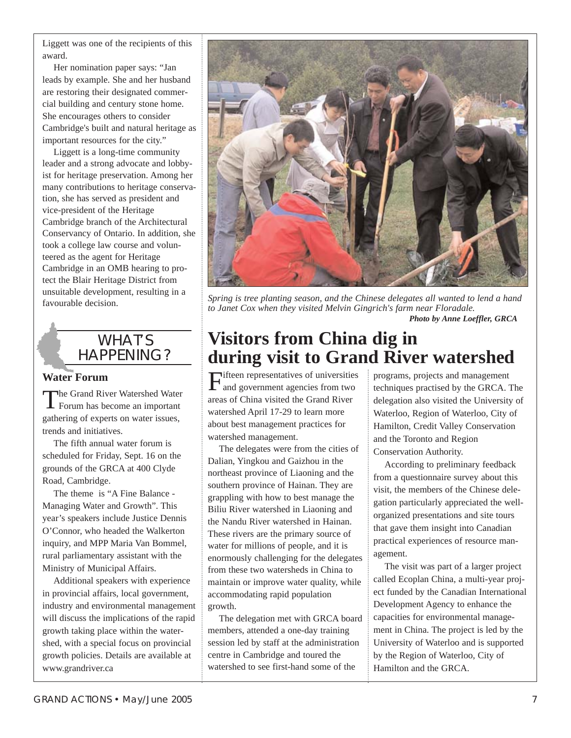Liggett was one of the recipients of this award.

Her nomination paper says: "Jan leads by example. She and her husband are restoring their designated commercial building and century stone home. She encourages others to consider Cambridge's built and natural heritage as important resources for the city."

Liggett is a long-time community leader and a strong advocate and lobbyist for heritage preservation. Among her many contributions to heritage conservation, she has served as president and vice-president of the Heritage Cambridge branch of the Architectural Conservancy of Ontario. In addition, she took a college law course and volunteered as the agent for Heritage Cambridge in an OMB hearing to protect the Blair Heritage District from unsuitable development, resulting in a favourable decision.

## WHAT'S HAPPENING?

### Water Forum

The Grand River Watershed Water Forum has become an important gathering of experts on water issues, trends and initiatives.

The fifth annual water forum is scheduled for Friday, Sept. 16 on the grounds of the GRCA at 400 Clyde Road, Cambridge.

The theme is "A Fine Balance - Managing Water and Growth". This year's speakers include Justice Dennis O'Connor, who headed the Walkerton inquiry, and MPP Maria Van Bommel, rural parliamentary assistant with the Ministry of Municipal Affairs.

Additional speakers with experience in provincial affairs, local government, industry and environmental management will discuss the implications of the rapid growth taking place within the watershed, with a special focus on provincial growth policies. Details are available at www.grandriver.ca

*Spring is tree planting season, and the Chinese delegates all wanted to lend a hand to Janet Cox when they visited Melvin Gingrich's farm near Floradale.*
***Photo by Anne Loeffler, GRCA***

# Visitors from China dig in during visit to Grand River watershed

Fifteen representatives of universities and government agencies from two areas of China visited the Grand River watershed April 17-29 to learn more about best management practices for watershed management.

The delegates were from the cities of Dalian, Yingkou and Gaizhou in the northeast province of Liaoning and the southern province of Hainan. They are grappling with how to best manage the Biliu River watershed in Liaoning and the Nandu River watershed in Hainan. These rivers are the primary source of water for millions of people, and it is enormously challenging for the delegates from these two watersheds in China to maintain or improve water quality, while accommodating rapid population growth.

The delegation met with GRCA board members, attended a one-day training session led by staff at the administration centre in Cambridge and toured the watershed to see first-hand some of the programs, projects and management techniques practised by the GRCA. The delegation also visited the University of Waterloo, Region of Waterloo, City of Hamilton, Credit Valley Conservation and the Toronto and Region Conservation Authority.

According to preliminary feedback from a questionnaire survey about this visit, the members of the Chinese delegation particularly appreciated the well-organized presentations and site tours that gave them insight into Canadian practical experiences of resource management.

The visit was part of a larger project called Ecoplan China, a multi-year project funded by the Canadian International Development Agency to enhance the capacities for environmental management in China. The project is led by the University of Waterloo and is supported by the Region of Waterloo, City of Hamilton and the GRCA.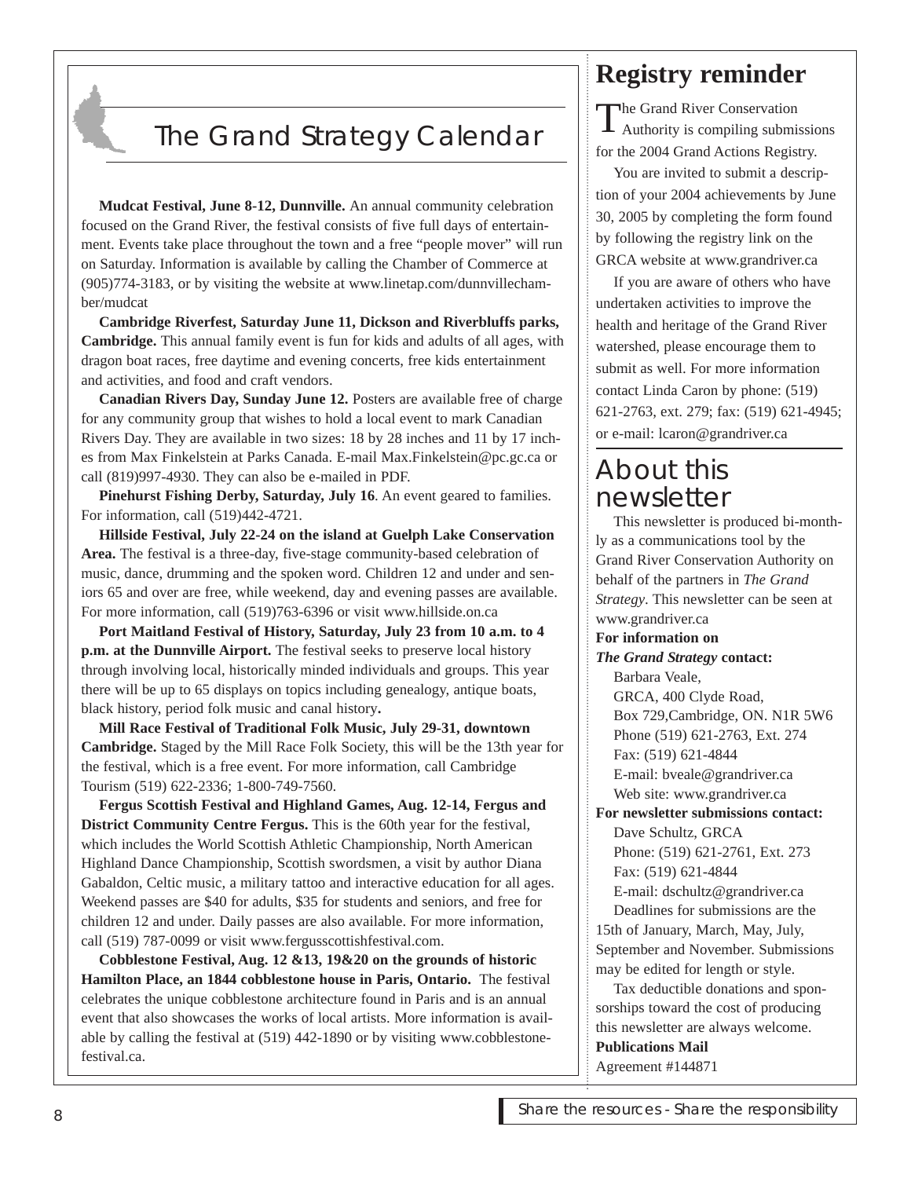# The Grand Strategy Calendar

**Mudcat Festival, June 8-12, Dunnville.** An annual community celebration focused on the Grand River, the festival consists of five full days of entertainment. Events take place throughout the town and a free "people mover" will run on Saturday. Information is available by calling the Chamber of Commerce at (905)774-3183, or by visiting the website at www.linetap.com/dunnvillechamber/mudcat

**Cambridge Riverfest, Saturday June 11, Dickson and Riverbluffs parks, Cambridge.** This annual family event is fun for kids and adults of all ages, with dragon boat races, free daytime and evening concerts, free kids entertainment and activities, and food and craft vendors.

**Canadian Rivers Day, Sunday June 12.** Posters are available free of charge for any community group that wishes to hold a local event to mark Canadian Rivers Day. They are available in two sizes: 18 by 28 inches and 11 by 17 inches from Max Finkelstein at Parks Canada. E-mail Max.Finkelstein@pc.gc.ca or call (819)997-4930. They can also be e-mailed in PDF.

**Pinehurst Fishing Derby, Saturday, July 16**. An event geared to families. For information, call (519)442-4721.

**Hillside Festival, July 22-24 on the island at Guelph Lake Conservation Area.** The festival is a three-day, five-stage community-based celebration of music, dance, drumming and the spoken word. Children 12 and under and seniors 65 and over are free, while weekend, day and evening passes are available. For more information, call (519)763-6396 or visit www.hillside.on.ca

**Port Maitland Festival of History, Saturday, July 23 from 10 a.m. to 4 p.m. at the Dunnville Airport.** The festival seeks to preserve local history through involving local, historically minded individuals and groups. This year there will be up to 65 displays on topics including genealogy, antique boats, black history, period folk music and canal history**.**

**Mill Race Festival of Traditional Folk Music, July 29-31, downtown Cambridge.** Staged by the Mill Race Folk Society, this will be the 13th year for the festival, which is a free event. For more information, call Cambridge Tourism (519) 622-2336; 1-800-749-7560.

**Fergus Scottish Festival and Highland Games, Aug. 12-14, Fergus and District Community Centre Fergus.** This is the 60th year for the festival, which includes the World Scottish Athletic Championship, North American Highland Dance Championship, Scottish swordsmen, a visit by author Diana Gabaldon, Celtic music, a military tattoo and interactive education for all ages. Weekend passes are $40 for adults, $35 for students and seniors, and free for children 12 and under. Daily passes are also available. For more information, call (519) 787-0099 or visit www.fergusscottishfestival.com.

**Cobblestone Festival, Aug. 12 &13, 19&20 on the grounds of historic Hamilton Place, an 1844 cobblestone house in Paris, Ontario.** The festival celebrates the unique cobblestone architecture found in Paris and is an annual event that also showcases the works of local artists. More information is available by calling the festival at (519) 442-1890 or by visiting www.cobblestonefestival.ca.

## Registry reminder

The Grand River Conservation Authority is compiling submissions for the 2004 Grand Actions Registry.

You are invited to submit a description of your 2004 achievements by June 30, 2005 by completing the form found by following the registry link on the GRCA website at www.grandriver.ca

If you are aware of others who have undertaken activities to improve the health and heritage of the Grand River watershed, please encourage them to submit as well. For more information contact Linda Caron by phone: (519) 621-2763, ext. 279; fax: (519) 621-4945; or e-mail: lcaron@grandriver.ca

## About this newsletter

This newsletter is produced bi-monthly as a communications tool by the Grand River Conservation Authority on behalf of the partners in *The Grand Strategy*. This newsletter can be seen at www.grandriver.ca

**For information on *The Grand Strategy* contact:**

Barbara Veale,
GRCA, 400 Clyde Road,
Box 729,Cambridge, ON. N1R 5W6
Phone (519) 621-2763, Ext. 274
Fax: (519) 621-4844
E-mail: bveale@grandriver.ca
Web site: www.grandriver.ca

**For newsletter submissions contact:**

Dave Schultz, GRCA
Phone: (519) 621-2761, Ext. 273
Fax: (519) 621-4844
E-mail: dschultz@grandriver.ca

Deadlines for submissions are the 15th of January, March, May, July, September and November. Submissions may be edited for length or style.

Tax deductible donations and sponsorships toward the cost of producing this newsletter are always welcome.

**Publications Mail**
Agreement #144871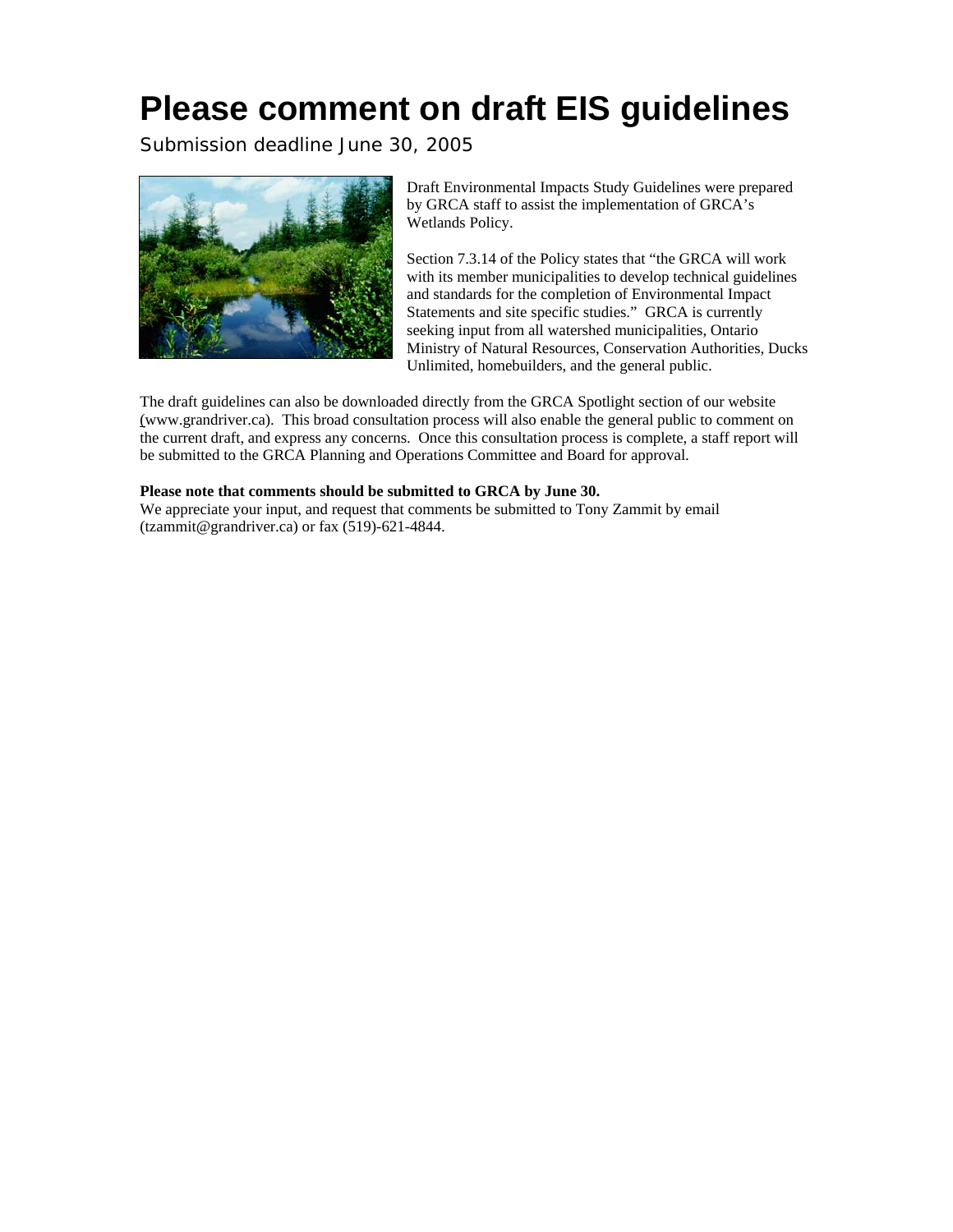# Please comment on draft EIS guidelines

Submission deadline June 30, 2005

Draft Environmental Impacts Study Guidelines were prepared by GRCA staff to assist the implementation of GRCA's Wetlands Policy.

Section 7.3.14 of the Policy states that "the GRCA will work with its member municipalities to develop technical guidelines and standards for the completion of Environmental Impact Statements and site specific studies." GRCA is currently seeking input from all watershed municipalities, Ontario Ministry of Natural Resources, Conservation Authorities, Ducks Unlimited, homebuilders, and the general public.

The draft guidelines can also be downloaded directly from the GRCA Spotlight section of our website (www.grandriver.ca). This broad consultation process will also enable the general public to comment on the current draft, and express any concerns. Once this consultation process is complete, a staff report will be submitted to the GRCA Planning and Operations Committee and Board for approval.

**Please note that comments should be submitted to GRCA by June 30.**
We appreciate your input, and request that comments be submitted to Tony Zammit by email (tzammit@grandriver.ca) or fax (519)-621-4844.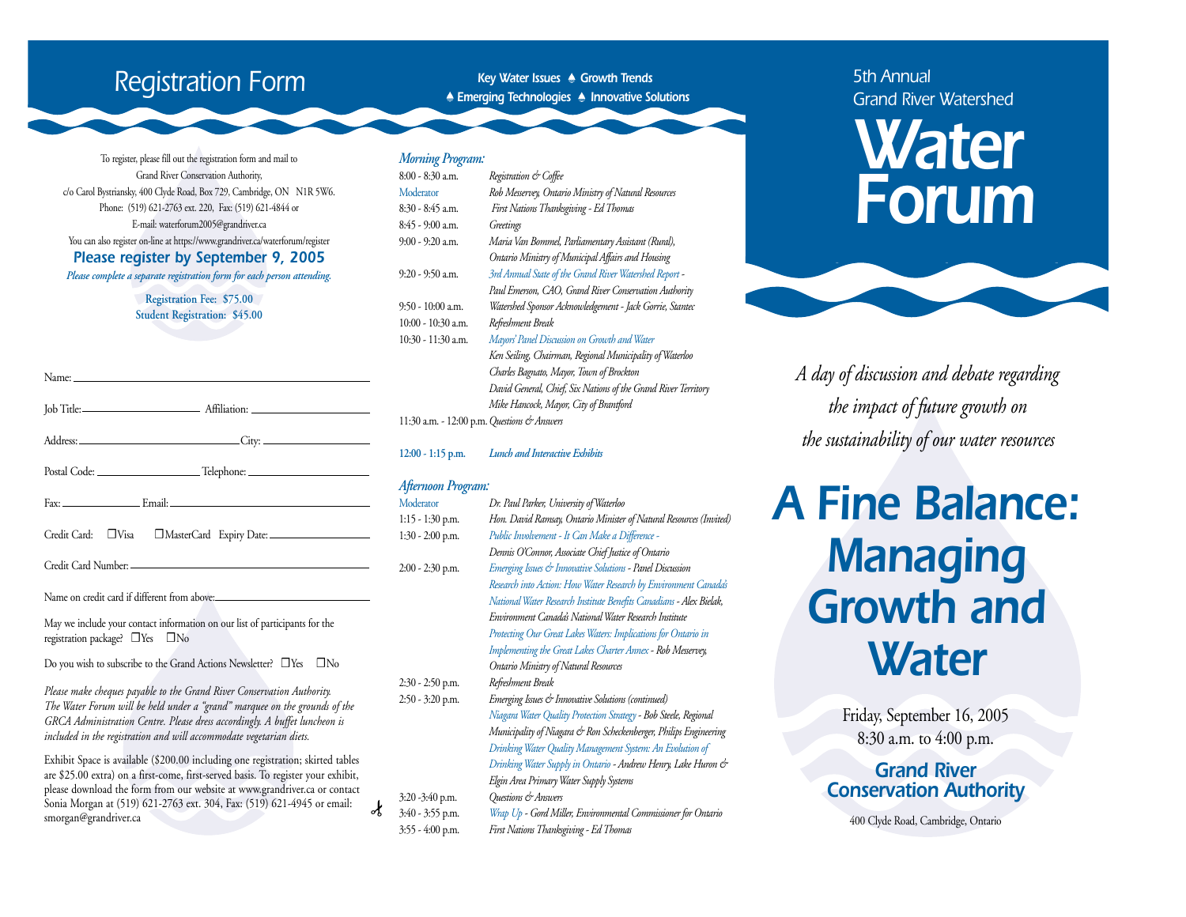# Registration Form

To register, please fill out the registration form and mail to
Grand River Conservation Authority,
c/o Carol Bystriansky, 400 Clyde Road, Box 729, Cambridge, ON N1R 5W6.
Phone: (519) 621-2763 ext. 220, Fax: (519) 621-4844 or
E-mail: waterforum2005@grandriver.ca
You can also register on-line at https://www.grandriver.ca/waterforum/register

**Please register by September 9, 2005**

*Please complete a separate registration form for each person attending.*

**Registration Fee: $75.00**
**Student Registration: $45.00**

Name: ______________________________

Job Title: ______________ Affiliation: ______________

Address: ______________________ City: ______________

Postal Code: ______________ Telephone: ______________

Fax: __________ Email: ______________________

Credit Card: ☐Visa ☐MasterCard Expiry Date: ______________

Credit Card Number: ______________________________

Name on credit card if different from above: ______________

May we include your contact information on our list of participants for the registration package? ☐Yes ☐No

Do you wish to subscribe to the Grand Actions Newsletter? ☐Yes ☐No

*Please make cheques payable to the Grand River Conservation Authority. The Water Forum will be held under a "grand" marquee on the grounds of the GRCA Administration Centre. Please dress accordingly. A buffet luncheon is included in the registration and will accommodate vegetarian diets.*

Exhibit Space is available ($200.00 including one registration; skirted tables are $25.00 extra) on a first-come, first-served basis. To register your exhibit, please download the form from our website at www.grandriver.ca or contact Sonia Morgan at (519) 621-2763 ext. 304, Fax: (519) 621-4945 or email: smorgan@grandriver.ca

**Key Water Issues ♠ Growth Trends ♠ Emerging Technologies ♠ Innovative Solutions**

## *Morning Program:*

| | |
|---|---|
| 8:00 - 8:30 a.m. | *Registration & Coffee* |
| Moderator | *Rob Messervey, Ontario Ministry of Natural Resources* |
| 8:30 - 8:45 a.m. | *First Nations Thanksgiving - Ed Thomas* |
| 8:45 - 9:00 a.m. | *Greetings* |
| 9:00 - 9:20 a.m. | *Maria Van Bommel, Parliamentary Assistant (Rural), Ontario Ministry of Municipal Affairs and Housing* |
| 9:20 - 9:50 a.m. | *3rd Annual State of the Grand River Watershed Report - Paul Emerson, CAO, Grand River Conservation Authority* |
| 9:50 - 10:00 a.m. | *Watershed Sponsor Acknowledgement - Jack Gorrie, Stantec* |
| 10:00 - 10:30 a.m. | *Refreshment Break* |
| 10:30 - 11:30 a.m. | *Mayors' Panel Discussion on Growth and Water*<br>*Ken Seiling, Chairman, Regional Municipality of Waterloo*<br>*Charles Bagnato, Mayor, Town of Brockton*<br>*David General, Chief, Six Nations of the Grand River Territory*<br>*Mike Hancock, Mayor, City of Brantford* |
| 11:30 a.m. - 12:00 p.m. | *Questions & Answers* |
| **12:00 - 1:15 p.m.** | ***Lunch and Interactive Exhibits*** |

## *Afternoon Program:*

| | |
|---|---|
| Moderator | *Dr. Paul Parker, University of Waterloo* |
| 1:15 - 1:30 p.m. | *Hon. David Ramsay, Ontario Minister of Natural Resources (Invited)* |
| 1:30 - 2:00 p.m. | *Public Involvement - It Can Make a Difference - Dennis O'Connor, Associate Chief Justice of Ontario* |
| 2:00 - 2:30 p.m. | *Emerging Issues & Innovative Solutions - Panel Discussion*<br>*Research into Action: How Water Research by Environment Canada's National Water Research Institute Benefits Canadians - Alex Bielak, Environment Canada's National Water Research Institute*<br>*Protecting Our Great Lakes Waters: Implications for Ontario in Implementing the Great Lakes Charter Annex - Rob Messervey, Ontario Ministry of Natural Resources* |
| 2:30 - 2:50 p.m. | *Refreshment Break* |
| 2:50 - 3:20 p.m. | *Emerging Issues & Innovative Solutions (continued)*<br>*Niagara Water Quality Protection Strategy - Bob Steele, Regional Municipality of Niagara & Ron Scheckenberger, Philips Engineering*<br>*Drinking Water Quality Management System: An Evolution of Drinking Water Supply in Ontario - Andrew Henry, Lake Huron & Elgin Area Primary Water Supply Systems* |
| 3:20 -3:40 p.m. | *Questions & Answers* |
| 3:40 - 3:55 p.m. | *Wrap Up - Gord Miller, Environmental Commissioner for Ontario* |
| 3:55 - 4:00 p.m. | *First Nations Thanksgiving - Ed Thomas* |

5th Annual
Grand River Watershed

# Water Forum

*A day of discussion and debate regarding the impact of future growth on the sustainability of our water resources*

# A Fine Balance: Managing Growth and Water

Friday, September 16, 2005
8:30 a.m. to 4:00 p.m.

**Grand River Conservation Authority**

400 Clyde Road, Cambridge, Ontario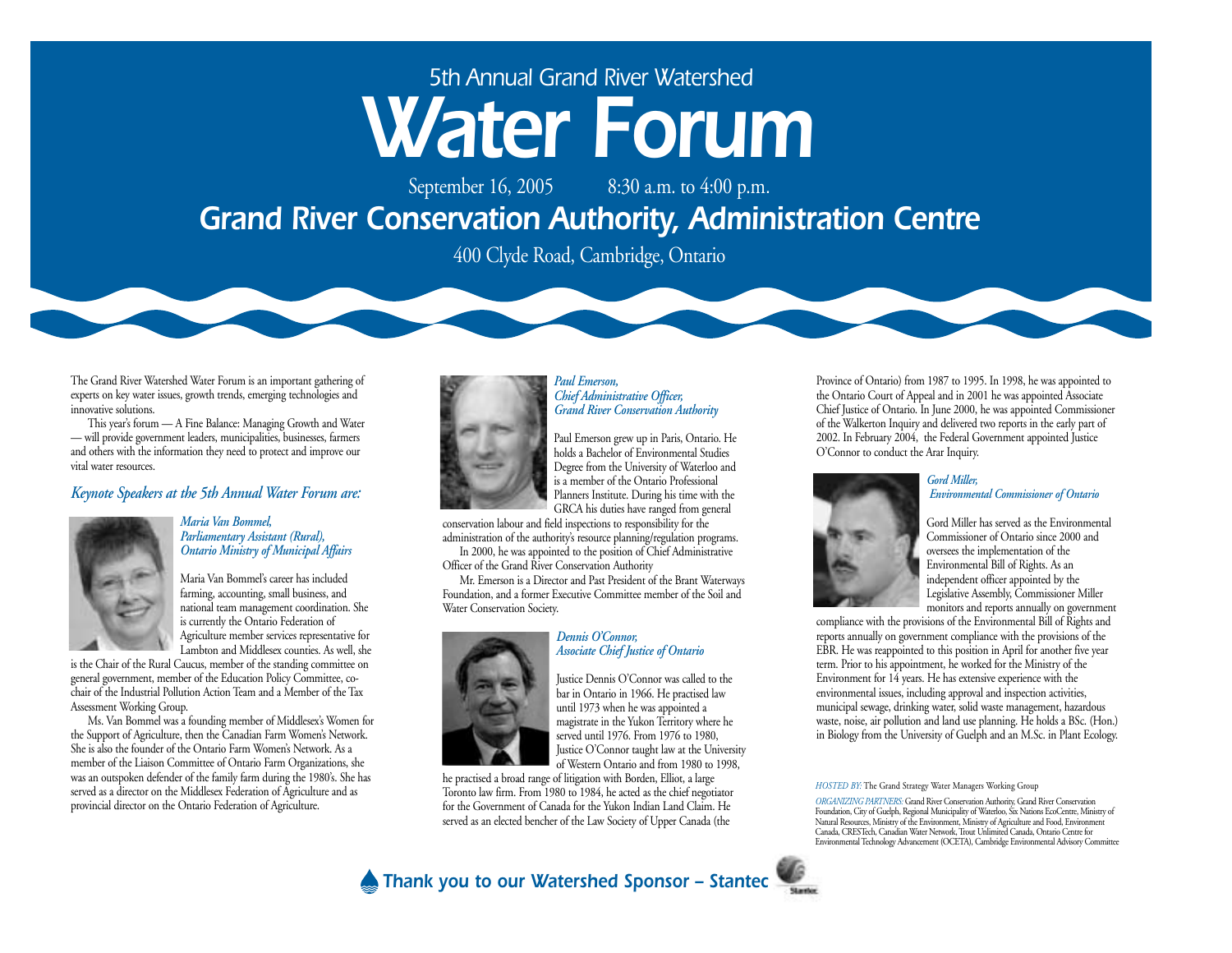5th Annual Grand River Watershed

# Water Forum

September 16, 2005 8:30 a.m. to 4:00 p.m.

## Grand River Conservation Authority, Administration Centre

400 Clyde Road, Cambridge, Ontario

The Grand River Watershed Water Forum is an important gathering of experts on key water issues, growth trends, emerging technologies and innovative solutions.

This year's forum — A Fine Balance: Managing Growth and Water — will provide government leaders, municipalities, businesses, farmers and others with the information they need to protect and improve our vital water resources.

### *Keynote Speakers at the 5th Annual Water Forum are:*

***Maria Van Bommel, Parliamentary Assistant (Rural), Ontario Ministry of Municipal Affairs***

Maria Van Bommel's career has included farming, accounting, small business, and national team management coordination. She is currently the Ontario Federation of Agriculture member services representative for Lambton and Middlesex counties. As well, she is the Chair of the Rural Caucus, member of the standing committee on general government, member of the Education Policy Committee, co-chair of the Industrial Pollution Action Team and a Member of the Tax Assessment Working Group.

Ms. Van Bommel was a founding member of Middlesex's Women for the Support of Agriculture, then the Canadian Farm Women's Network. She is also the founder of the Ontario Farm Women's Network. As a member of the Liaison Committee of Ontario Farm Organizations, she was an outspoken defender of the family farm during the 1980's. She has served as a director on the Middlesex Federation of Agriculture and as provincial director on the Ontario Federation of Agriculture.

***Paul Emerson, Chief Administrative Officer, Grand River Conservation Authority***

Paul Emerson grew up in Paris, Ontario. He holds a Bachelor of Environmental Studies Degree from the University of Waterloo and is a member of the Ontario Professional Planners Institute. During his time with the GRCA his duties have ranged from general conservation labour and field inspections to responsibility for the administration of the authority's resource planning/regulation programs.

In 2000, he was appointed to the position of Chief Administrative Officer of the Grand River Conservation Authority

Mr. Emerson is a Director and Past President of the Brant Waterways Foundation, and a former Executive Committee member of the Soil and Water Conservation Society.

***Dennis O'Connor, Associate Chief Justice of Ontario***

Justice Dennis O'Connor was called to the bar in Ontario in 1966. He practised law until 1973 when he was appointed a magistrate in the Yukon Territory where he served until 1976. From 1976 to 1980, Justice O'Connor taught law at the University of Western Ontario and from 1980 to 1998, he practised a broad range of litigation with Borden, Elliot, a large Toronto law firm. From 1980 to 1984, he acted as the chief negotiator for the Government of Canada for the Yukon Indian Land Claim. He served as an elected bencher of the Law Society of Upper Canada (the Province of Ontario) from 1987 to 1995. In 1998, he was appointed to the Ontario Court of Appeal and in 2001 he was appointed Associate Chief Justice of Ontario. In June 2000, he was appointed Commissioner of the Walkerton Inquiry and delivered two reports in the early part of 2002. In February 2004, the Federal Government appointed Justice O'Connor to conduct the Arar Inquiry.

***Gord Miller, Environmental Commissioner of Ontario***

Gord Miller has served as the Environmental Commissioner of Ontario since 2000 and oversees the implementation of the Environmental Bill of Rights. As an independent officer appointed by the Legislative Assembly, Commissioner Miller monitors and reports annually on government compliance with the provisions of the Environmental Bill of Rights and reports annually on government compliance with the provisions of the EBR. He was reappointed to this position in April for another five year term. Prior to his appointment, he worked for the Ministry of the Environment for 14 years. He has extensive experience with the environmental issues, including approval and inspection activities, municipal sewage, drinking water, solid waste management, hazardous waste, noise, air pollution and land use planning. He holds a BSc. (Hon.) in Biology from the University of Guelph and an M.Sc. in Plant Ecology.

*HOSTED BY:* The Grand Strategy Water Managers Working Group

*ORGANIZING PARTNERS:* Grand River Conservation Authority, Grand River Conservation Foundation, City of Guelph, Regional Municipality of Waterloo, Six Nations EcoCentre, Ministry of Natural Resources, Ministry of the Environment, Ministry of Agriculture and Food, Environment Canada, CRESTech, Canadian Water Network, Trout Unlimited Canada, Ontario Centre for Environmental Technology Advancement (OCETA), Cambridge Environmental Advisory Committee

***Thank you to our Watershed Sponsor – Stantec***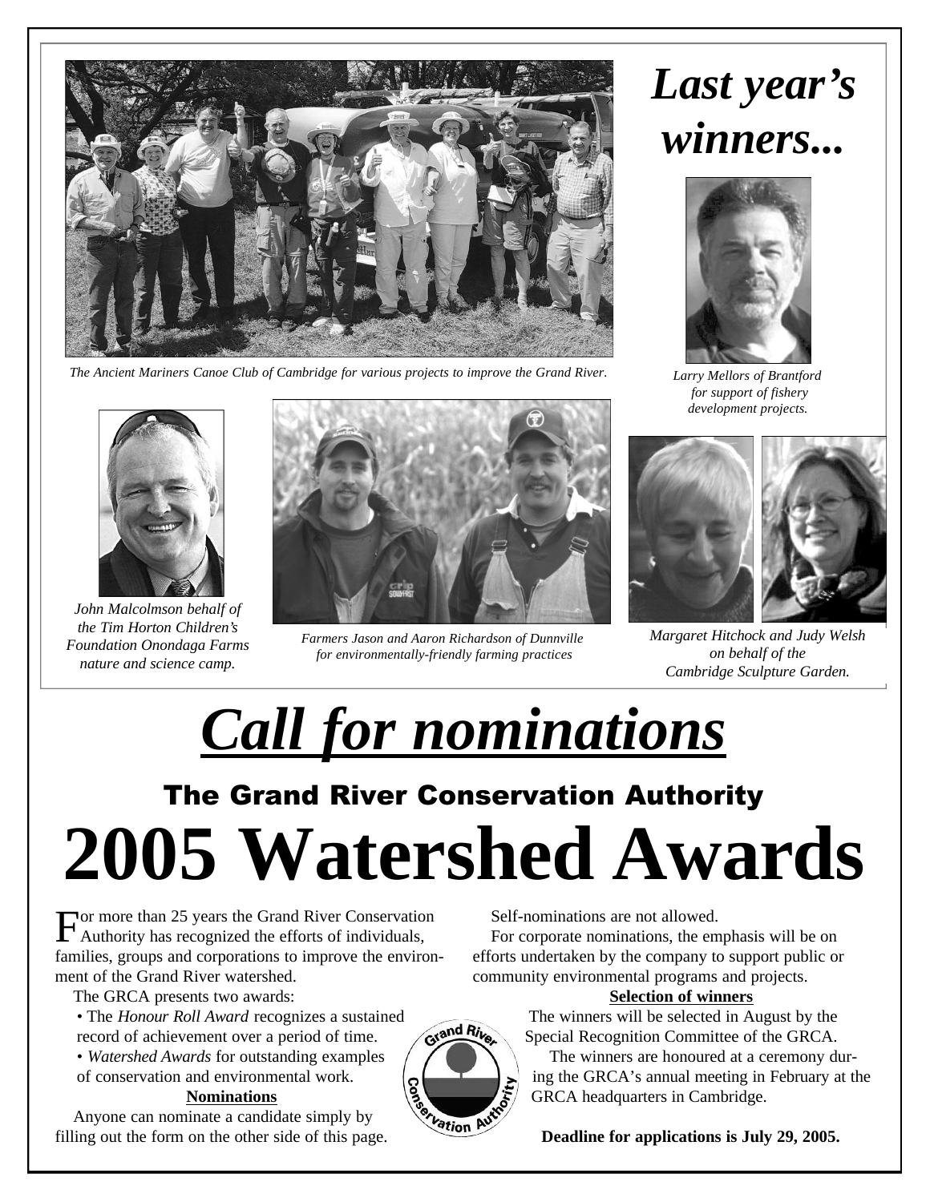# *Last year's winners...*

*The Ancient Mariners Canoe Club of Cambridge for various projects to improve the Grand River.*

*Larry Mellors of Brantford for support of fishery development projects.*

*John Malcolmson behalf of the Tim Horton Children's Foundation Onondaga Farms nature and science camp.*

*Farmers Jason and Aaron Richardson of Dunnville for environmentally-friendly farming practices*

*Margaret Hitchock and Judy Welsh on behalf of the Cambridge Sculpture Garden.*

# *Call for nominations*

## The Grand River Conservation Authority

# 2005 Watershed Awards

For more than 25 years the Grand River Conservation Authority has recognized the efforts of individuals, families, groups and corporations to improve the environment of the Grand River watershed.

The GRCA presents two awards:

- The *Honour Roll Award* recognizes a sustained record of achievement over a period of time.
- *Watershed Awards* for outstanding examples of conservation and environmental work.

**Nominations**

Anyone can nominate a candidate simply by filling out the form on the other side of this page.

Self-nominations are not allowed.

For corporate nominations, the emphasis will be on efforts undertaken by the company to support public or community environmental programs and projects.

**Selection of winners**

The winners will be selected in August by the Special Recognition Committee of the GRCA.

The winners are honoured at a ceremony during the GRCA's annual meeting in February at the GRCA headquarters in Cambridge.

**Deadline for applications is July 29, 2005.**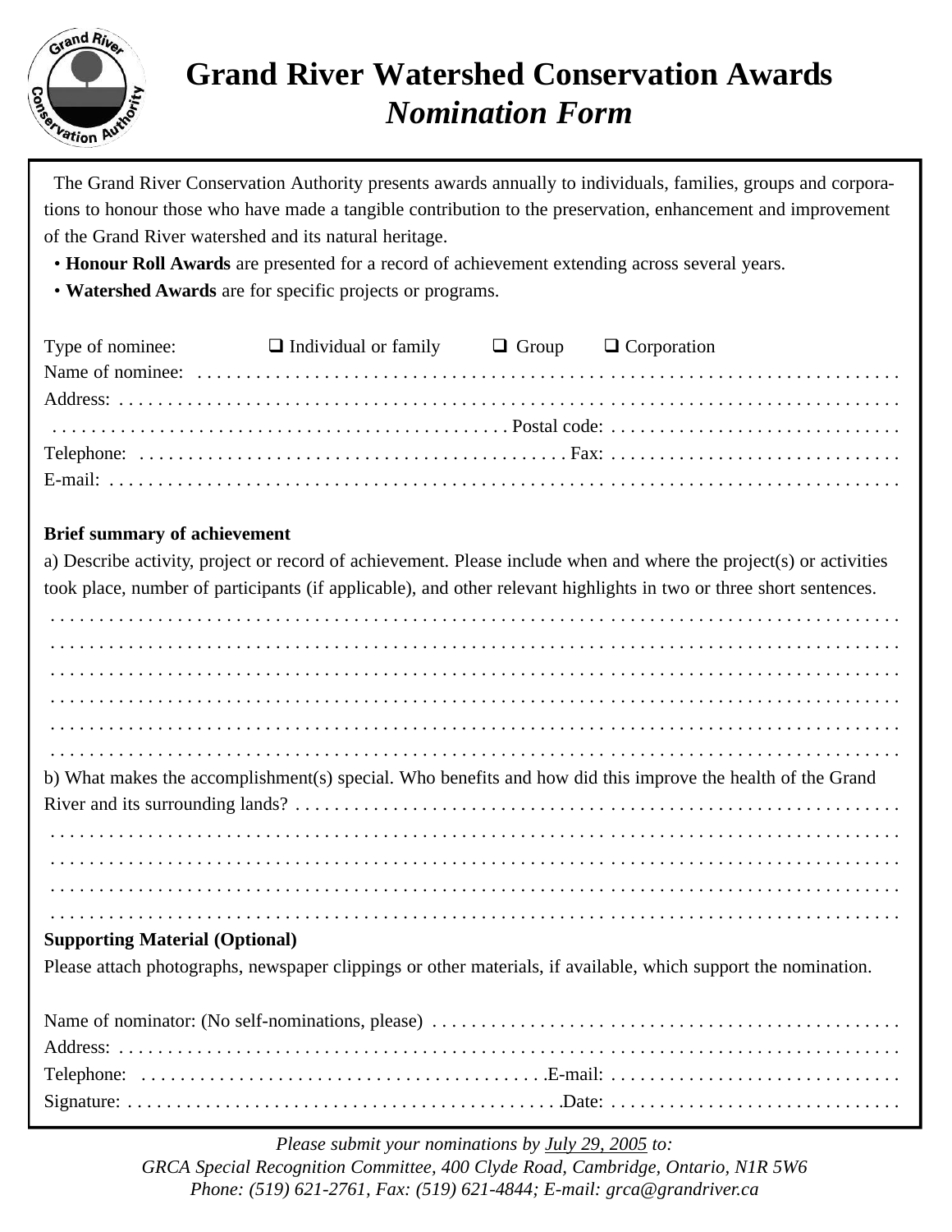# Grand River Watershed Conservation Awards
## *Nomination Form*

The Grand River Conservation Authority presents awards annually to individuals, families, groups and corporations to honour those who have made a tangible contribution to the preservation, enhancement and improvement of the Grand River watershed and its natural heritage.

- **Honour Roll Awards** are presented for a record of achievement extending across several years.
- **Watershed Awards** are for specific projects or programs.

Type of nominee: ☐ Individual or family ☐ Group ☐ Corporation

Name of nominee: . . . . . . . . . . . . . . . . . . . . . . . . . . . . . . . . . . . . . . . . . . . . . . . . . . . . . . . . . . . . . . . . . . . . . . . . .

Address: . . . . . . . . . . . . . . . . . . . . . . . . . . . . . . . . . . . . . . . . . . . . . . . . . . . . . . . . . . . . . . . . . . . . . . . . . . . . . . . . .

. . . . . . . . . . . . . . . . . . . . . . . . . . . . . . . . . . . . . . . . . . . . . . . . Postal code: . . . . . . . . . . . . . . . . . . . . . . . . . . . . . .

Telephone: . . . . . . . . . . . . . . . . . . . . . . . . . . . . . . . . . . . . . . . . . . Fax: . . . . . . . . . . . . . . . . . . . . . . . . . . . . . .

E-mail: . . . . . . . . . . . . . . . . . . . . . . . . . . . . . . . . . . . . . . . . . . . . . . . . . . . . . . . . . . . . . . . . . . . . . . . . . . . . . . . . . .

**Brief summary of achievement**

a) Describe activity, project or record of achievement. Please include when and where the project(s) or activities took place, number of participants (if applicable), and other relevant highlights in two or three short sentences.

. . . . . . . . . . . . . . . . . . . . . . . . . . . . . . . . . . . . . . . . . . . . . . . . . . . . . . . . . . . . . . . . . . . . . . . . . . . . . . . . . . . . .

. . . . . . . . . . . . . . . . . . . . . . . . . . . . . . . . . . . . . . . . . . . . . . . . . . . . . . . . . . . . . . . . . . . . . . . . . . . . . . . . . . . . .

. . . . . . . . . . . . . . . . . . . . . . . . . . . . . . . . . . . . . . . . . . . . . . . . . . . . . . . . . . . . . . . . . . . . . . . . . . . . . . . . . . . . .

. . . . . . . . . . . . . . . . . . . . . . . . . . . . . . . . . . . . . . . . . . . . . . . . . . . . . . . . . . . . . . . . . . . . . . . . . . . . . . . . . . . . .

. . . . . . . . . . . . . . . . . . . . . . . . . . . . . . . . . . . . . . . . . . . . . . . . . . . . . . . . . . . . . . . . . . . . . . . . . . . . . . . . . . . . .

. . . . . . . . . . . . . . . . . . . . . . . . . . . . . . . . . . . . . . . . . . . . . . . . . . . . . . . . . . . . . . . . . . . . . . . . . . . . . . . . . . . . .

b) What makes the accomplishment(s) special. Who benefits and how did this improve the health of the Grand River and its surrounding lands? . . . . . . . . . . . . . . . . . . . . . . . . . . . . . . . . . . . . . . . . . . . . . . . . . . . . . . . . . . . . .

. . . . . . . . . . . . . . . . . . . . . . . . . . . . . . . . . . . . . . . . . . . . . . . . . . . . . . . . . . . . . . . . . . . . . . . . . . . . . . . . . . . . .

. . . . . . . . . . . . . . . . . . . . . . . . . . . . . . . . . . . . . . . . . . . . . . . . . . . . . . . . . . . . . . . . . . . . . . . . . . . . . . . . . . . . .

. . . . . . . . . . . . . . . . . . . . . . . . . . . . . . . . . . . . . . . . . . . . . . . . . . . . . . . . . . . . . . . . . . . . . . . . . . . . . . . . . . . . .

. . . . . . . . . . . . . . . . . . . . . . . . . . . . . . . . . . . . . . . . . . . . . . . . . . . . . . . . . . . . . . . . . . . . . . . . . . . . . . . . . . . . .

**Supporting Material (Optional)**

Please attach photographs, newspaper clippings or other materials, if available, which support the nomination.

Name of nominator: (No self-nominations, please) . . . . . . . . . . . . . . . . . . . . . . . . . . . . . . . . . . . . . . . . . . . . . . . .

Address: . . . . . . . . . . . . . . . . . . . . . . . . . . . . . . . . . . . . . . . . . . . . . . . . . . . . . . . . . . . . . . . . . . . . . . . . . . . . . . . . .

Telephone: . . . . . . . . . . . . . . . . . . . . . . . . . . . . . . . . . . . . . . . . . E-mail: . . . . . . . . . . . . . . . . . . . . . . . . . . . . . .

Signature: . . . . . . . . . . . . . . . . . . . . . . . . . . . . . . . . . . . . . . . . . . . . . Date: . . . . . . . . . . . . . . . . . . . . . . . . . . . . . .

*Please submit your nominations by July 29, 2005 to:*
*GRCA Special Recognition Committee, 400 Clyde Road, Cambridge, Ontario, N1R 5W6*
*Phone: (519) 621-2761, Fax: (519) 621-4844; E-mail: grca@grandriver.ca*